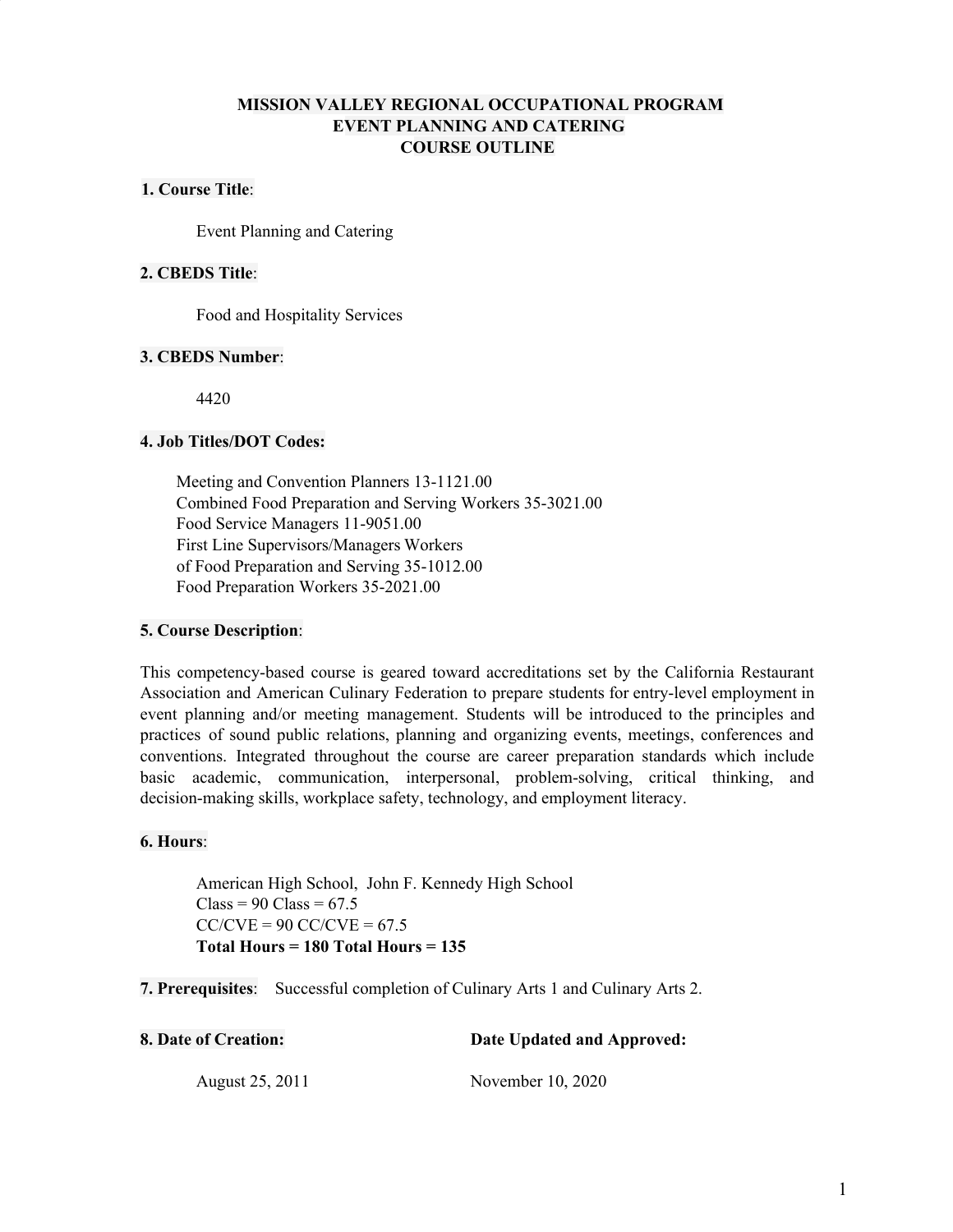# MISSION VALLEY REGIONAL OCCUPATIONAL PROGRAM
# EVENT PLANNING AND CATERING
# COURSE OUTLINE

**1. Course Title**:

Event Planning and Catering

**2. CBEDS Title**:

Food and Hospitality Services

**3. CBEDS Number**:

4420

**4. Job Titles/DOT Codes:**

Meeting and Convention Planners 13-1121.00
Combined Food Preparation and Serving Workers 35-3021.00
Food Service Managers 11-9051.00
First Line Supervisors/Managers Workers
of Food Preparation and Serving 35-1012.00
Food Preparation Workers 35-2021.00

**5. Course Description**:

This competency-based course is geared toward accreditations set by the California Restaurant Association and American Culinary Federation to prepare students for entry-level employment in event planning and/or meeting management. Students will be introduced to the principles and practices of sound public relations, planning and organizing events, meetings, conferences and conventions. Integrated throughout the course are career preparation standards which include basic academic, communication, interpersonal, problem-solving, critical thinking, and decision-making skills, workplace safety, technology, and employment literacy.

**6. Hours**:

American High School, John F. Kennedy High School
Class = 90 Class = 67.5
CC/CVE = 90 CC/CVE = 67.5
**Total Hours = 180 Total Hours = 135**

**7. Prerequisites**: Successful completion of Culinary Arts 1 and Culinary Arts 2.

**8. Date of Creation:** August 25, 2011

**Date Updated and Approved:** November 10, 2020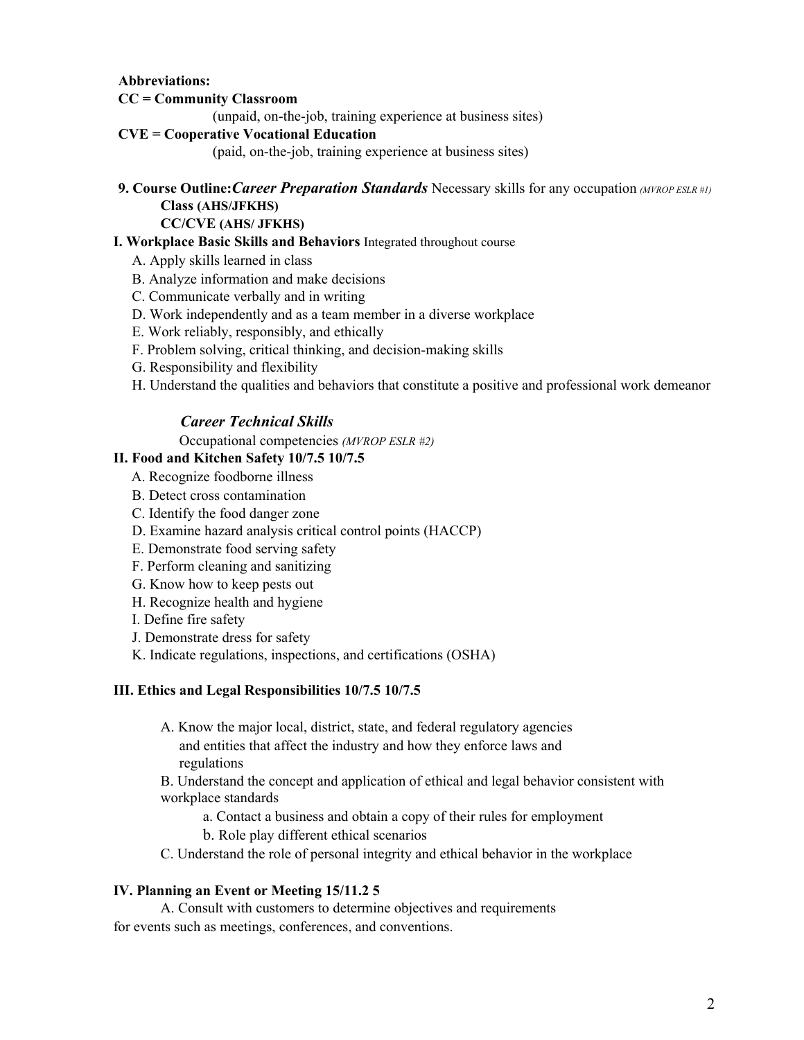**Abbreviations:**

**CC = Community Classroom**

(unpaid, on-the-job, training experience at business sites)

**CVE = Cooperative Vocational Education**

(paid, on-the-job, training experience at business sites)

**9. Course Outline:*Career Preparation Standards*** Necessary skills for any occupation *(MVROP ESLR #1)*

**Class (AHS/JFKHS)**

**CC/CVE (AHS/ JFKHS)**

**I. Workplace Basic Skills and Behaviors** Integrated throughout course

A. Apply skills learned in class
B. Analyze information and make decisions
C. Communicate verbally and in writing
D. Work independently and as a team member in a diverse workplace
E. Work reliably, responsibly, and ethically
F. Problem solving, critical thinking, and decision-making skills
G. Responsibility and flexibility
H. Understand the qualities and behaviors that constitute a positive and professional work demeanor

***Career Technical Skills***

Occupational competencies *(MVROP ESLR #2)*

**II. Food and Kitchen Safety 10/7.5 10/7.5**

A. Recognize foodborne illness
B. Detect cross contamination
C. Identify the food danger zone
D. Examine hazard analysis critical control points (HACCP)
E. Demonstrate food serving safety
F. Perform cleaning and sanitizing
G. Know how to keep pests out
H. Recognize health and hygiene
I. Define fire safety
J. Demonstrate dress for safety
K. Indicate regulations, inspections, and certifications (OSHA)

**III. Ethics and Legal Responsibilities 10/7.5 10/7.5**

A. Know the major local, district, state, and federal regulatory agencies and entities that affect the industry and how they enforce laws and regulations

B. Understand the concept and application of ethical and legal behavior consistent with workplace standards

a. Contact a business and obtain a copy of their rules for employment
b. Role play different ethical scenarios

C. Understand the role of personal integrity and ethical behavior in the workplace

**IV. Planning an Event or Meeting 15/11.2 5**

A. Consult with customers to determine objectives and requirements for events such as meetings, conferences, and conventions.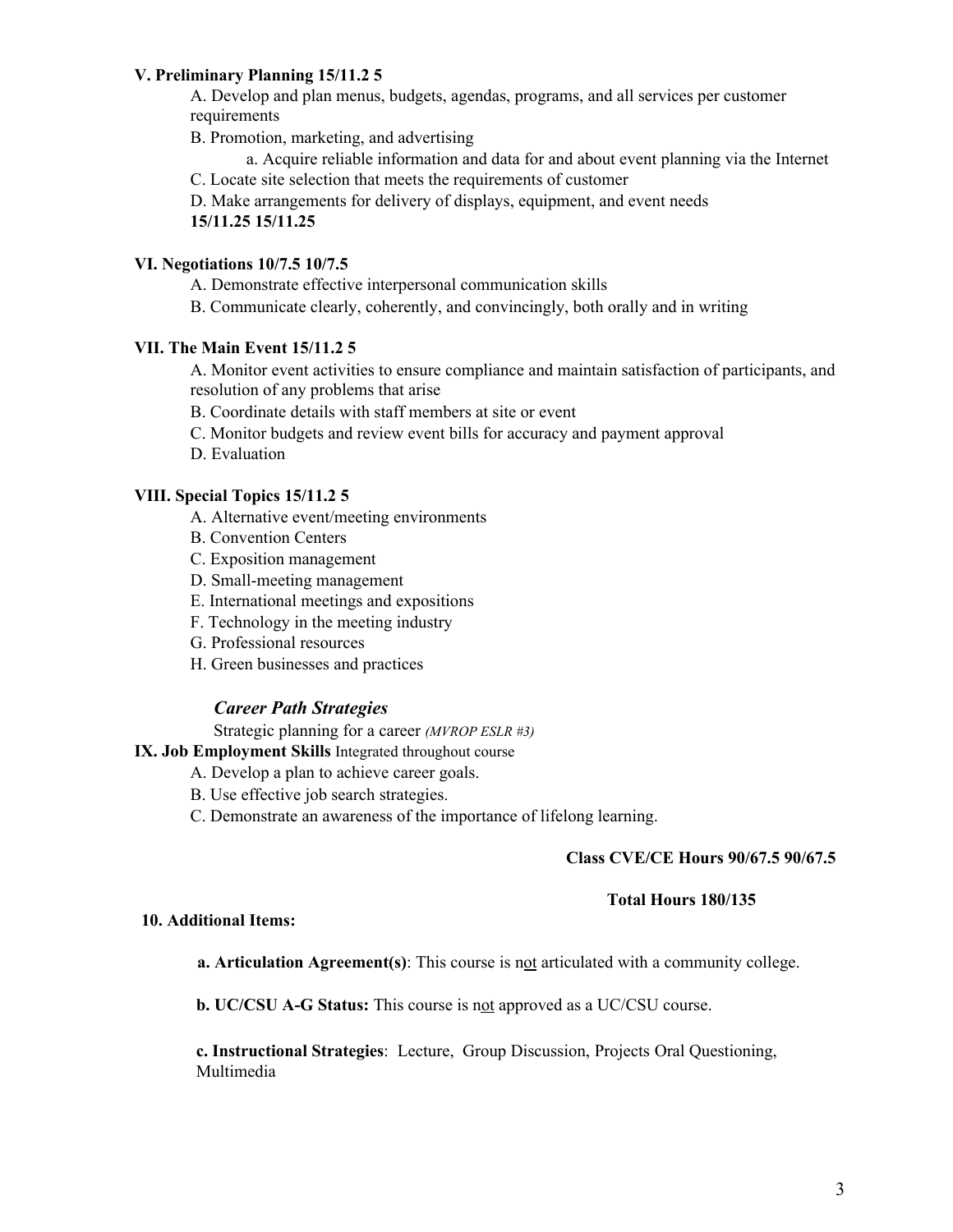**V. Preliminary Planning 15/11.2 5**

A. Develop and plan menus, budgets, agendas, programs, and all services per customer requirements

B. Promotion, marketing, and advertising

  a. Acquire reliable information and data for and about event planning via the Internet

C. Locate site selection that meets the requirements of customer

D. Make arrangements for delivery of displays, equipment, and event needs

**15/11.25 15/11.25**

**VI. Negotiations 10/7.5 10/7.5**

A. Demonstrate effective interpersonal communication skills

B. Communicate clearly, coherently, and convincingly, both orally and in writing

**VII. The Main Event 15/11.2 5**

A. Monitor event activities to ensure compliance and maintain satisfaction of participants, and resolution of any problems that arise

B. Coordinate details with staff members at site or event

C. Monitor budgets and review event bills for accuracy and payment approval

D. Evaluation

**VIII. Special Topics 15/11.2 5**

A. Alternative event/meeting environments

B. Convention Centers

C. Exposition management

D. Small-meeting management

E. International meetings and expositions

F. Technology in the meeting industry

G. Professional resources

H. Green businesses and practices

***Career Path Strategies***

Strategic planning for a career *(MVROP ESLR #3)*

**IX. Job Employment Skills** Integrated throughout course

A. Develop a plan to achieve career goals.

B. Use effective job search strategies.

C. Demonstrate an awareness of the importance of lifelong learning.

**Class CVE/CE Hours 90/67.5 90/67.5**

**Total Hours 180/135**

**10. Additional Items:**

**a. Articulation Agreement(s)**: This course is not articulated with a community college.

**b. UC/CSU A-G Status:** This course is not approved as a UC/CSU course.

**c. Instructional Strategies**: Lecture, Group Discussion, Projects Oral Questioning, Multimedia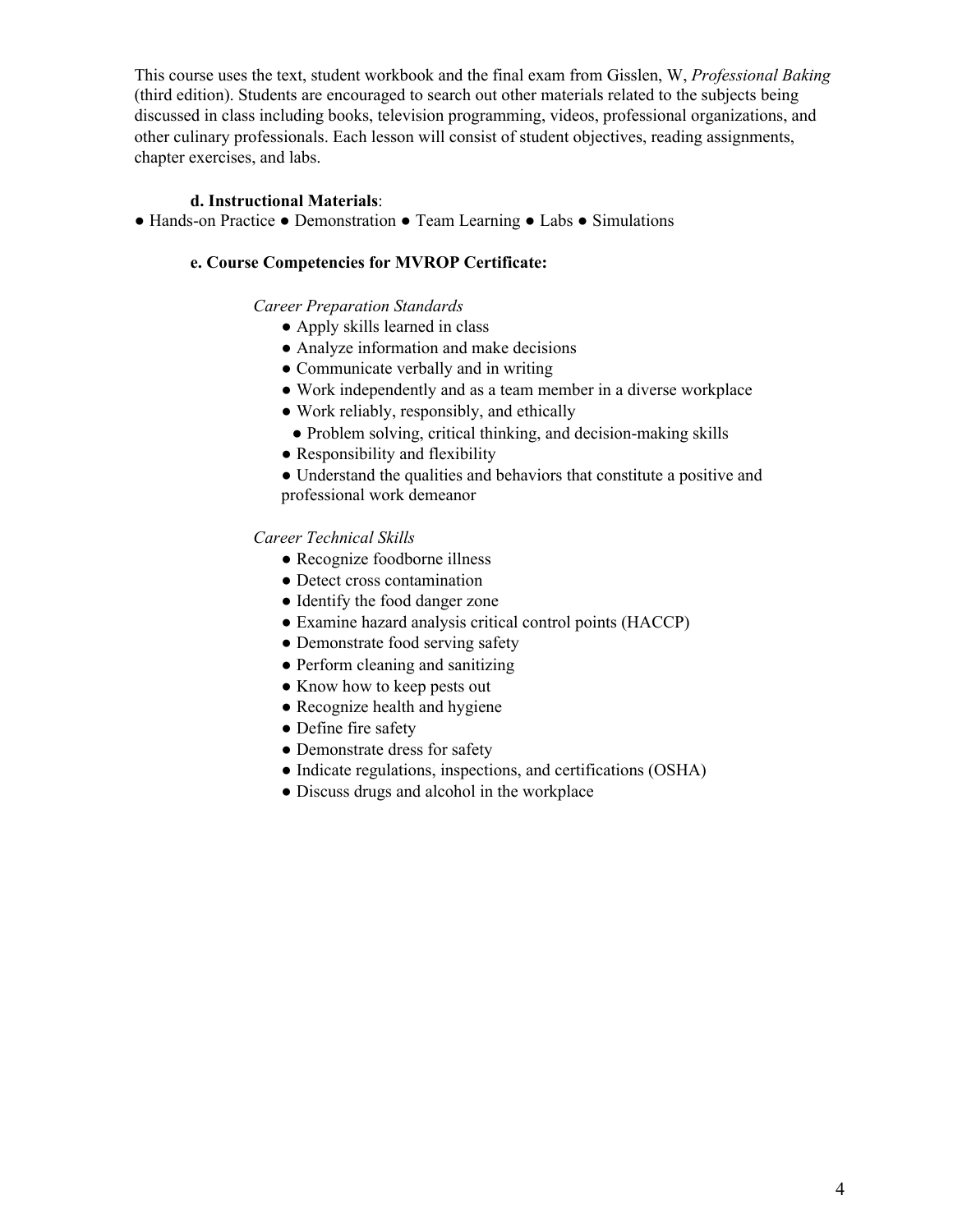This course uses the text, student workbook and the final exam from Gisslen, W, *Professional Baking* (third edition). Students are encouraged to search out other materials related to the subjects being discussed in class including books, television programming, videos, professional organizations, and other culinary professionals. Each lesson will consist of student objectives, reading assignments, chapter exercises, and labs.

**d. Instructional Materials**:

● Hands-on Practice ● Demonstration ● Team Learning ● Labs ● Simulations

**e. Course Competencies for MVROP Certificate:**

*Career Preparation Standards*

- Apply skills learned in class
- Analyze information and make decisions
- Communicate verbally and in writing
- Work independently and as a team member in a diverse workplace
- Work reliably, responsibly, and ethically
- Problem solving, critical thinking, and decision-making skills
- Responsibility and flexibility
- Understand the qualities and behaviors that constitute a positive and professional work demeanor

*Career Technical Skills*

- Recognize foodborne illness
- Detect cross contamination
- Identify the food danger zone
- Examine hazard analysis critical control points (HACCP)
- Demonstrate food serving safety
- Perform cleaning and sanitizing
- Know how to keep pests out
- Recognize health and hygiene
- Define fire safety
- Demonstrate dress for safety
- Indicate regulations, inspections, and certifications (OSHA)
- Discuss drugs and alcohol in the workplace